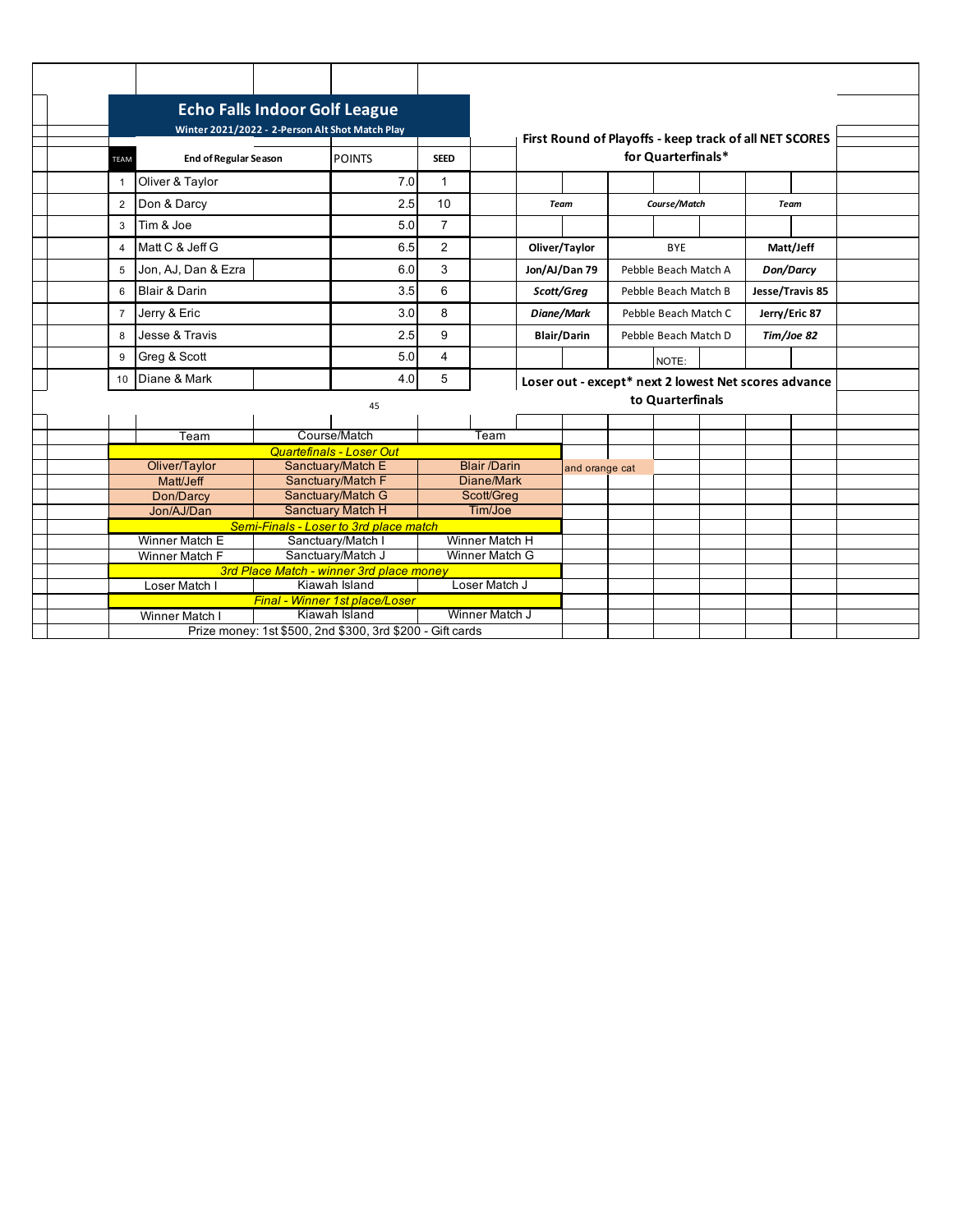# Echo Falls Indoor Golf League

**Winter 2021/2022 - 2-Person Alt Shot Match Play**

| TEAM | End of Regular Season | POINTS | SEED |
|---|---|---|---|
| 1 | Oliver & Taylor | 7.0 | 1 |
| 2 | Don & Darcy | 2.5 | 10 |
| 3 | Tim & Joe | 5.0 | 7 |
| 4 | Matt C & Jeff G | 6.5 | 2 |
| 5 | Jon, AJ, Dan & Ezra | 6.0 | 3 |
| 6 | Blair & Darin | 3.5 | 6 |
| 7 | Jerry & Eric | 3.0 | 8 |
| 8 | Jesse & Travis | 2.5 | 9 |
| 9 | Greg & Scott | 5.0 | 4 |
| 10 | Diane & Mark | 4.0 | 5 |
| | | 45 | |

**First Round of Playoffs - keep track of all NET SCORES for Quarterfinals***

| *Team* | *Course/Match* | *Team* |
|---|---|---|
| **Oliver/Taylor** | BYE | **Matt/Jeff** |
| **Jon/AJ/Dan 79** | Pebble Beach Match A | ***Don/Darcy*** |
| ***Scott/Greg*** | Pebble Beach Match B | **Jesse/Travis 85** |
| ***Diane/Mark*** | Pebble Beach Match C | **Jerry/Eric 87** |
| **Blair/Darin** | Pebble Beach Match D | ***Tim/Joe 82*** |
| | NOTE: | |

**Loser out - except* next 2 lowest Net scores advance to Quarterfinals**

| Team | Course/Match | Team |
|---|---|---|
| | *Quartefinals - Loser Out* | |
| Oliver/Taylor | Sanctuary/Match E | Blair /Darin |
| Matt/Jeff | Sanctuary/Match F | Diane/Mark |
| Don/Darcy | Sanctuary/Match G | Scott/Greg |
| Jon/AJ/Dan | Sanctuary Match H | Tim/Joe |
| | *Semi-Finals - Loser to 3rd place match* | |
| Winner Match E | Sanctuary/Match I | Winner Match H |
| Winner Match F | Sanctuary/Match J | Winner Match G |
| | *3rd Place Match - winner 3rd place money* | |
| Loser Match I | Kiawah Island | Loser Match J |
| | *Final - Winner 1st place/Loser* | |
| Winner Match I | Kiawah Island | Winner Match J |

and orange cat

Prize money: 1st $500, 2nd $300, 3rd $200 - Gift cards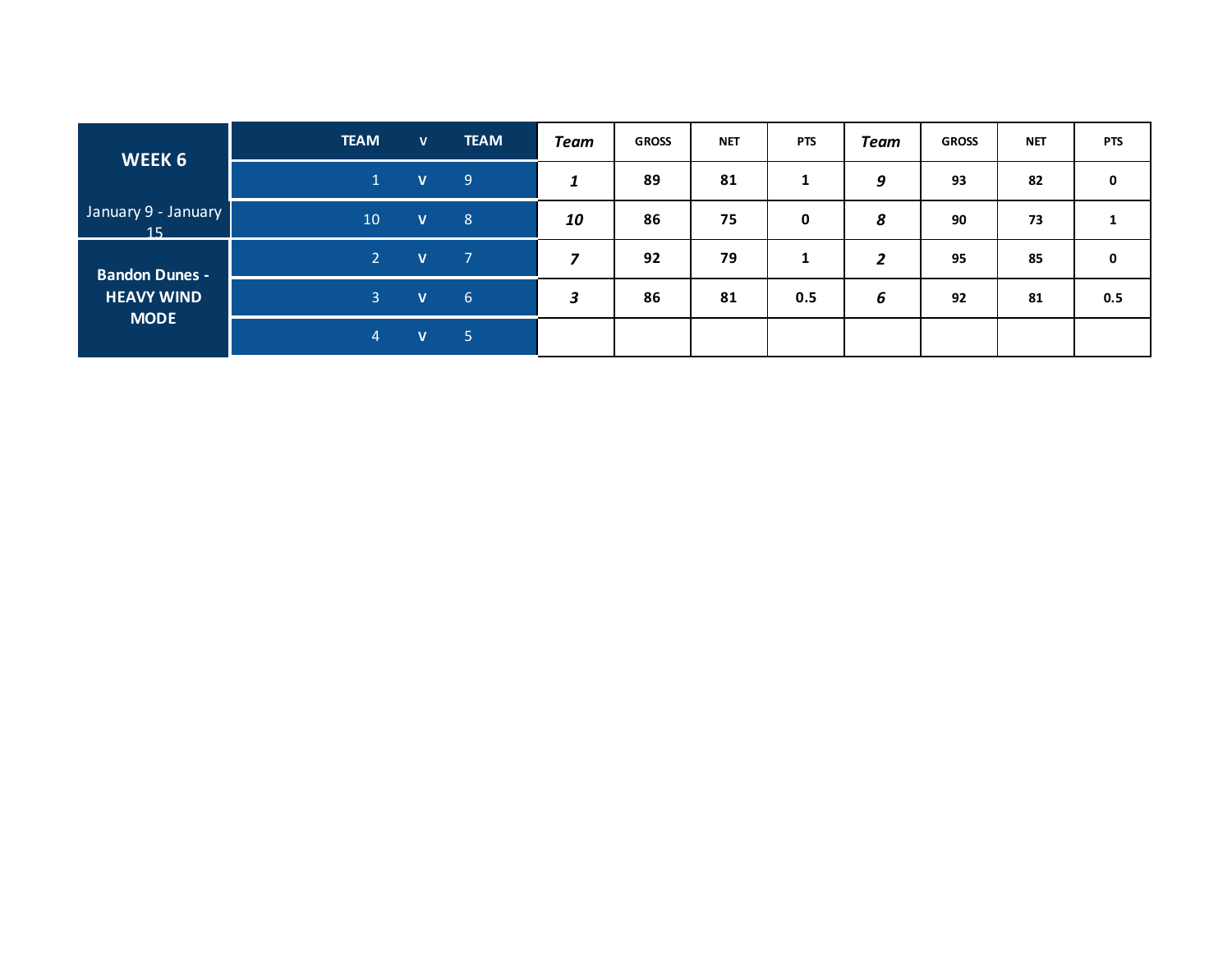| WEEK 6 | TEAM | v | TEAM | *Team* | GROSS | NET | PTS | *Team* | GROSS | NET | PTS |
|---|---|---|---|---|---|---|---|---|---|---|---|
| January 9 - January 15 | 1 | v | 9 | ***1*** | **89** | **81** | **1** | ***9*** | **93** | **82** | **0** |
| | 10 | v | 8 | ***10*** | **86** | **75** | **0** | ***8*** | **90** | **73** | **1** |
| **Bandon Dunes - HEAVY WIND MODE** | 2 | v | 7 | ***7*** | **92** | **79** | **1** | ***2*** | **95** | **85** | **0** |
| | 3 | v | 6 | ***3*** | **86** | **81** | **0.5** | ***6*** | **92** | **81** | **0.5** |
| | 4 | v | 5 | | | | | | | | |